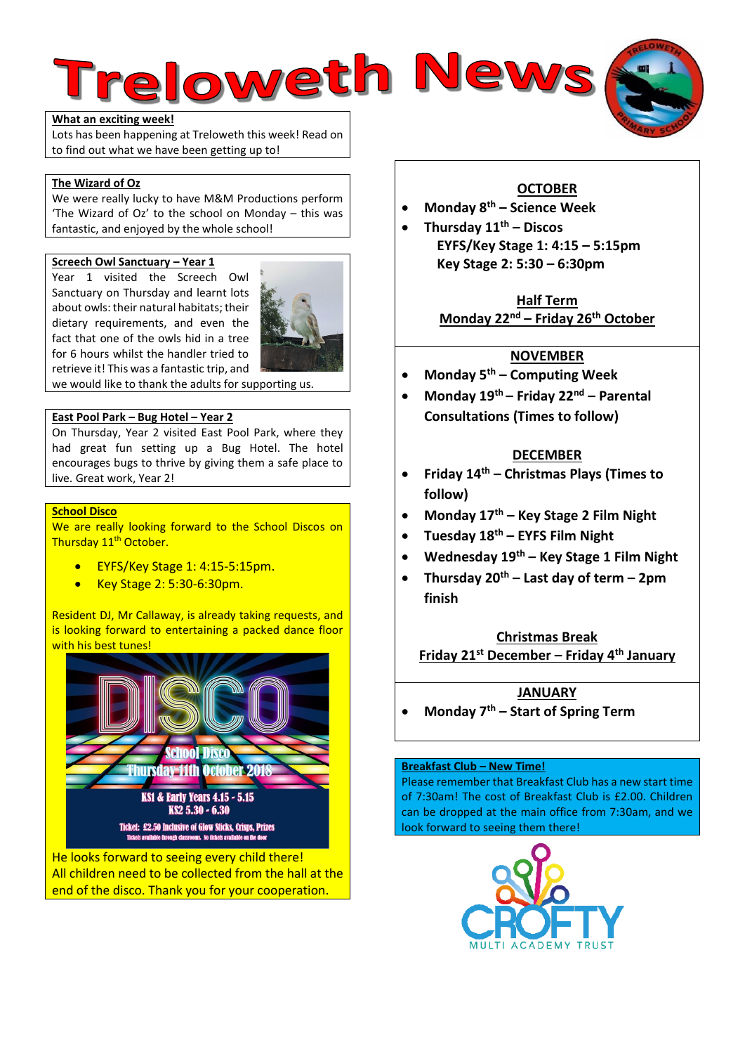# Treloweth News

**What an exciting week!**

Lots has been happening at Treloweth this week! Read on to find out what we have been getting up to!

**The Wizard of Oz**

We were really lucky to have M&M Productions perform 'The Wizard of Oz' to the school on Monday – this was fantastic, and enjoyed by the whole school!

**Screech Owl Sanctuary – Year 1**

Year 1 visited the Screech Owl Sanctuary on Thursday and learnt lots about owls: their natural habitats; their dietary requirements, and even the fact that one of the owls hid in a tree for 6 hours whilst the handler tried to retrieve it! This was a fantastic trip, and we would like to thank the adults for supporting us.

**East Pool Park – Bug Hotel – Year 2**

On Thursday, Year 2 visited East Pool Park, where they had great fun setting up a Bug Hotel. The hotel encourages bugs to thrive by giving them a safe place to live. Great work, Year 2!

**School Disco**

We are really looking forward to the School Discos on Thursday 11th October.

- EYFS/Key Stage 1: 4:15-5:15pm.
- Key Stage 2: 5:30-6:30pm.

Resident DJ, Mr Callaway, is already taking requests, and is looking forward to entertaining a packed dance floor with his best tunes!

DISCO
School Disco
Thursday 11th October 2018
KS1 & Early Years 4.15 - 5.15
KS2 5.30 - 6.30
Ticket: £2.50 Inclusive of Glow Sticks, Crisps, Prizes
Tickets available through classrooms. No tickets available on the door

He looks forward to seeing every child there!
All children need to be collected from the hall at the end of the disco. Thank you for your cooperation.

**OCTOBER**

- **Monday 8th – Science Week**
- **Thursday 11th – Discos**
  **EYFS/Key Stage 1: 4:15 – 5:15pm**
  **Key Stage 2: 5:30 – 6:30pm**

**Half Term**
**Monday 22nd – Friday 26th October**

**NOVEMBER**

- **Monday 5th – Computing Week**
- **Monday 19th – Friday 22nd – Parental Consultations (Times to follow)**

**DECEMBER**

- **Friday 14th – Christmas Plays (Times to follow)**
- **Monday 17th – Key Stage 2 Film Night**
- **Tuesday 18th – EYFS Film Night**
- **Wednesday 19th – Key Stage 1 Film Night**
- **Thursday 20th – Last day of term – 2pm finish**

**Christmas Break**
**Friday 21st December – Friday 4th January**

**JANUARY**

- **Monday 7th – Start of Spring Term**

**Breakfast Club – New Time!**

Please remember that Breakfast Club has a new start time of 7:30am! The cost of Breakfast Club is £2.00. Children can be dropped at the main office from 7:30am, and we look forward to seeing them there!

CROFTY
MULTI ACADEMY TRUST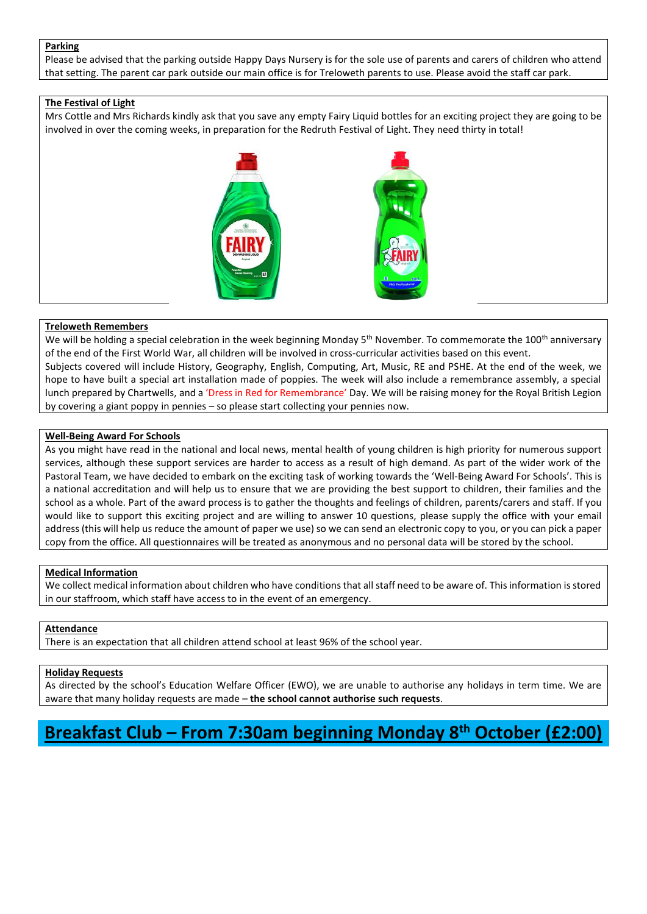**Parking**

Please be advised that the parking outside Happy Days Nursery is for the sole use of parents and carers of children who attend that setting. The parent car park outside our main office is for Treloweth parents to use. Please avoid the staff car park.

**The Festival of Light**

Mrs Cottle and Mrs Richards kindly ask that you save any empty Fairy Liquid bottles for an exciting project they are going to be involved in over the coming weeks, in preparation for the Redruth Festival of Light. They need thirty in total!

**Treloweth Remembers**

We will be holding a special celebration in the week beginning Monday 5th November. To commemorate the 100th anniversary of the end of the First World War, all children will be involved in cross-curricular activities based on this event.

Subjects covered will include History, Geography, English, Computing, Art, Music, RE and PSHE. At the end of the week, we hope to have built a special art installation made of poppies. The week will also include a remembrance assembly, a special lunch prepared by Chartwells, and a 'Dress in Red for Remembrance' Day. We will be raising money for the Royal British Legion by covering a giant poppy in pennies – so please start collecting your pennies now.

**Well-Being Award For Schools**

As you might have read in the national and local news, mental health of young children is high priority for numerous support services, although these support services are harder to access as a result of high demand. As part of the wider work of the Pastoral Team, we have decided to embark on the exciting task of working towards the 'Well-Being Award For Schools'. This is a national accreditation and will help us to ensure that we are providing the best support to children, their families and the school as a whole. Part of the award process is to gather the thoughts and feelings of children, parents/carers and staff. If you would like to support this exciting project and are willing to answer 10 questions, please supply the office with your email address (this will help us reduce the amount of paper we use) so we can send an electronic copy to you, or you can pick a paper copy from the office. All questionnaires will be treated as anonymous and no personal data will be stored by the school.

**Medical Information**

We collect medical information about children who have conditions that all staff need to be aware of. This information is stored in our staffroom, which staff have access to in the event of an emergency.

**Attendance**

There is an expectation that all children attend school at least 96% of the school year.

**Holiday Requests**

As directed by the school's Education Welfare Officer (EWO), we are unable to authorise any holidays in term time. We are aware that many holiday requests are made – **the school cannot authorise such requests**.

## Breakfast Club – From 7:30am beginning Monday 8th October (£2:00)